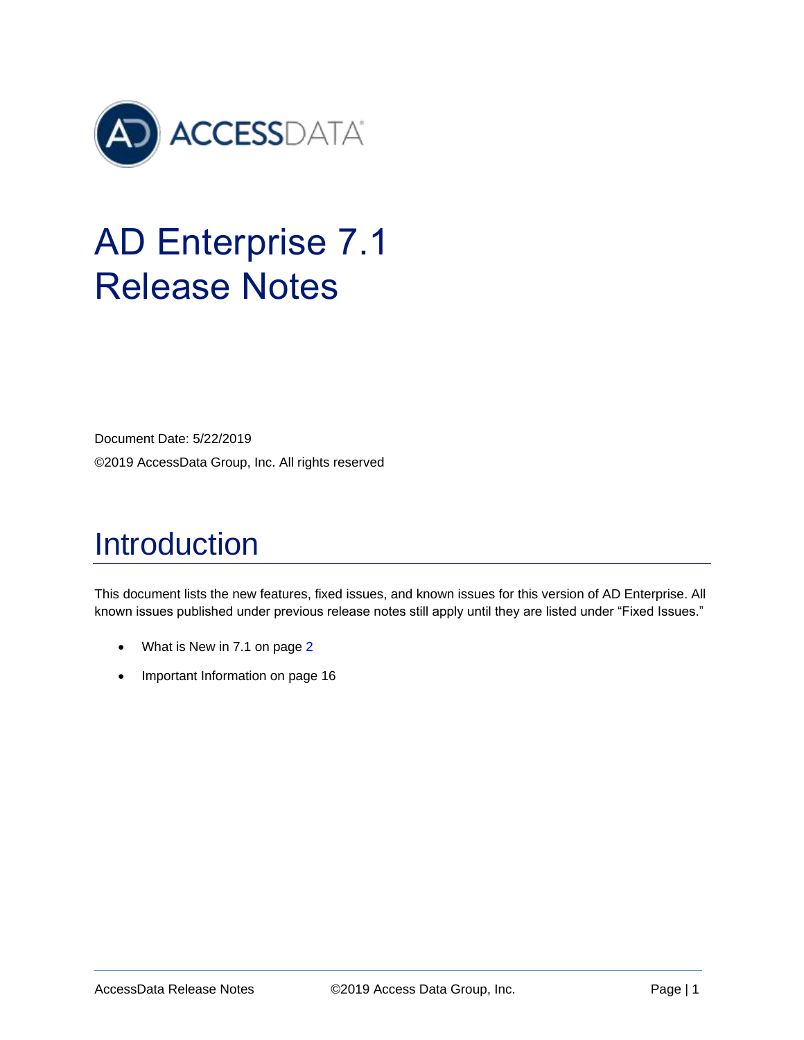ACCESSDATA

# AD Enterprise 7.1 Release Notes

Document Date: 5/22/2019

©2019 AccessData Group, Inc. All rights reserved

## Introduction

This document lists the new features, fixed issues, and known issues for this version of AD Enterprise. All known issues published under previous release notes still apply until they are listed under "Fixed Issues."

- What is New in 7.1 on page 2
- Important Information on page 16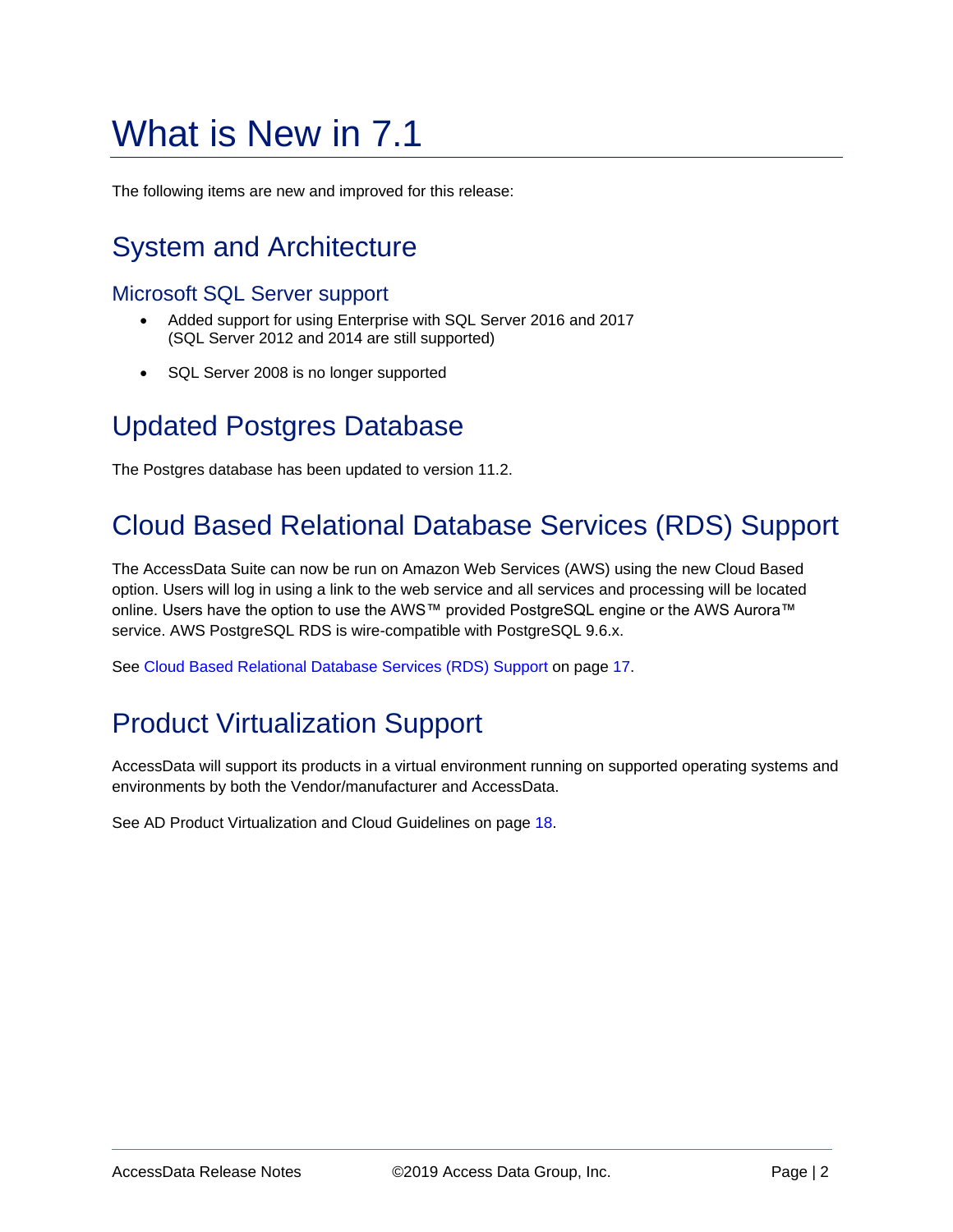# What is New in 7.1

The following items are new and improved for this release:

## System and Architecture

### Microsoft SQL Server support

- Added support for using Enterprise with SQL Server 2016 and 2017 (SQL Server 2012 and 2014 are still supported)
- SQL Server 2008 is no longer supported

## Updated Postgres Database

The Postgres database has been updated to version 11.2.

## Cloud Based Relational Database Services (RDS) Support

The AccessData Suite can now be run on Amazon Web Services (AWS) using the new Cloud Based option. Users will log in using a link to the web service and all services and processing will be located online. Users have the option to use the AWS™ provided PostgreSQL engine or the AWS Aurora™ service. AWS PostgreSQL RDS is wire-compatible with PostgreSQL 9.6.x.

See Cloud Based Relational Database Services (RDS) Support on page 17.

## Product Virtualization Support

AccessData will support its products in a virtual environment running on supported operating systems and environments by both the Vendor/manufacturer and AccessData.

See AD Product Virtualization and Cloud Guidelines on page 18.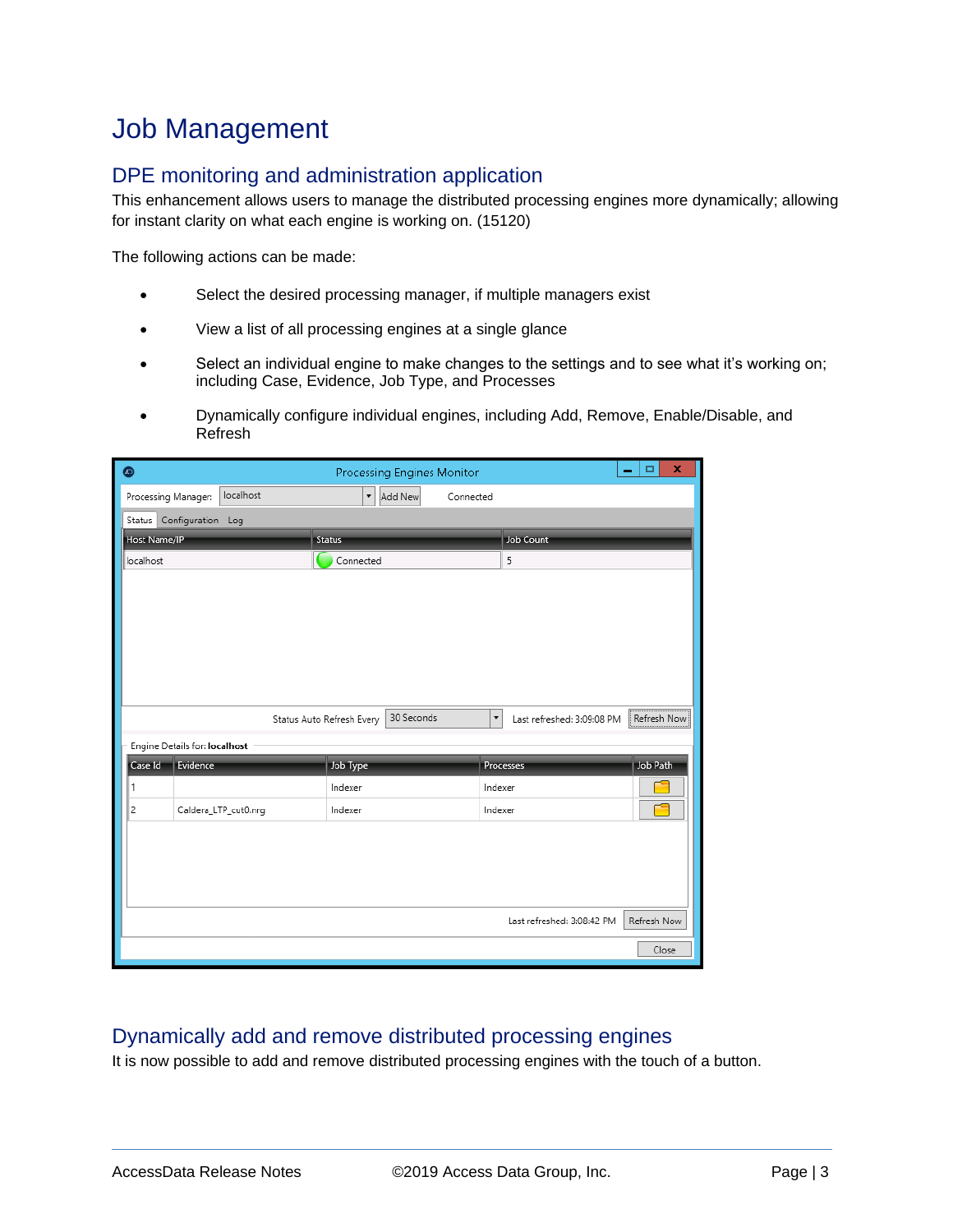# Job Management

## DPE monitoring and administration application

This enhancement allows users to manage the distributed processing engines more dynamically; allowing for instant clarity on what each engine is working on. (15120)

The following actions can be made:

- Select the desired processing manager, if multiple managers exist
- View a list of all processing engines at a single glance
- Select an individual engine to make changes to the settings and to see what it's working on; including Case, Evidence, Job Type, and Processes
- Dynamically configure individual engines, including Add, Remove, Enable/Disable, and Refresh

## Dynamically add and remove distributed processing engines

It is now possible to add and remove distributed processing engines with the touch of a button.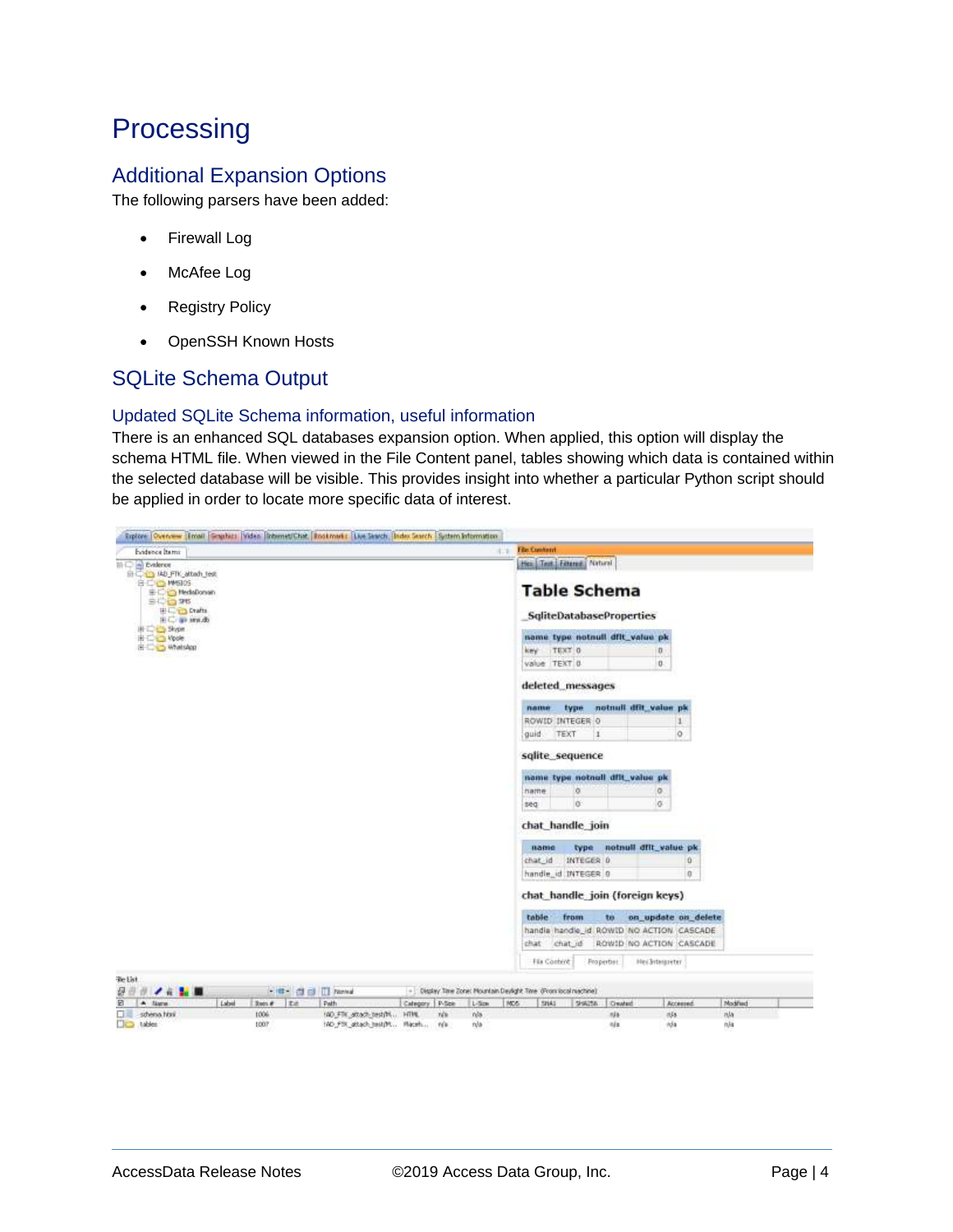# Processing

## Additional Expansion Options

The following parsers have been added:

- Firewall Log
- McAfee Log
- Registry Policy
- OpenSSH Known Hosts

## SQLite Schema Output

### Updated SQLite Schema information, useful information

There is an enhanced SQL databases expansion option. When applied, this option will display the schema HTML file. When viewed in the File Content panel, tables showing which data is contained within the selected database will be visible. This provides insight into whether a particular Python script should be applied in order to locate more specific data of interest.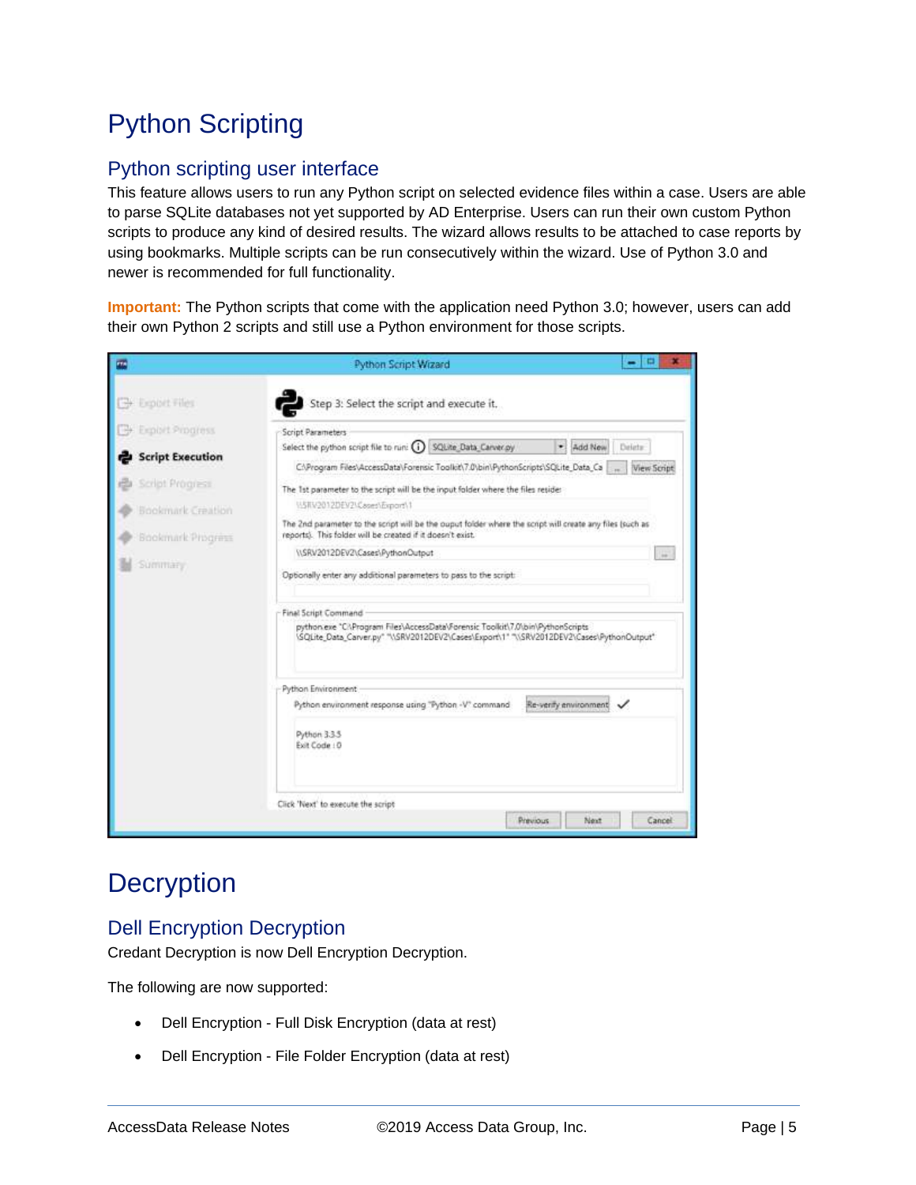# Python Scripting

## Python scripting user interface

This feature allows users to run any Python script on selected evidence files within a case. Users are able to parse SQLite databases not yet supported by AD Enterprise. Users can run their own custom Python scripts to produce any kind of desired results. The wizard allows results to be attached to case reports by using bookmarks. Multiple scripts can be run consecutively within the wizard. Use of Python 3.0 and newer is recommended for full functionality.

**Important:** The Python scripts that come with the application need Python 3.0; however, users can add their own Python 2 scripts and still use a Python environment for those scripts.

# Decryption

## Dell Encryption Decryption

Credant Decryption is now Dell Encryption Decryption.

The following are now supported:

- Dell Encryption - Full Disk Encryption (data at rest)
- Dell Encryption - File Folder Encryption (data at rest)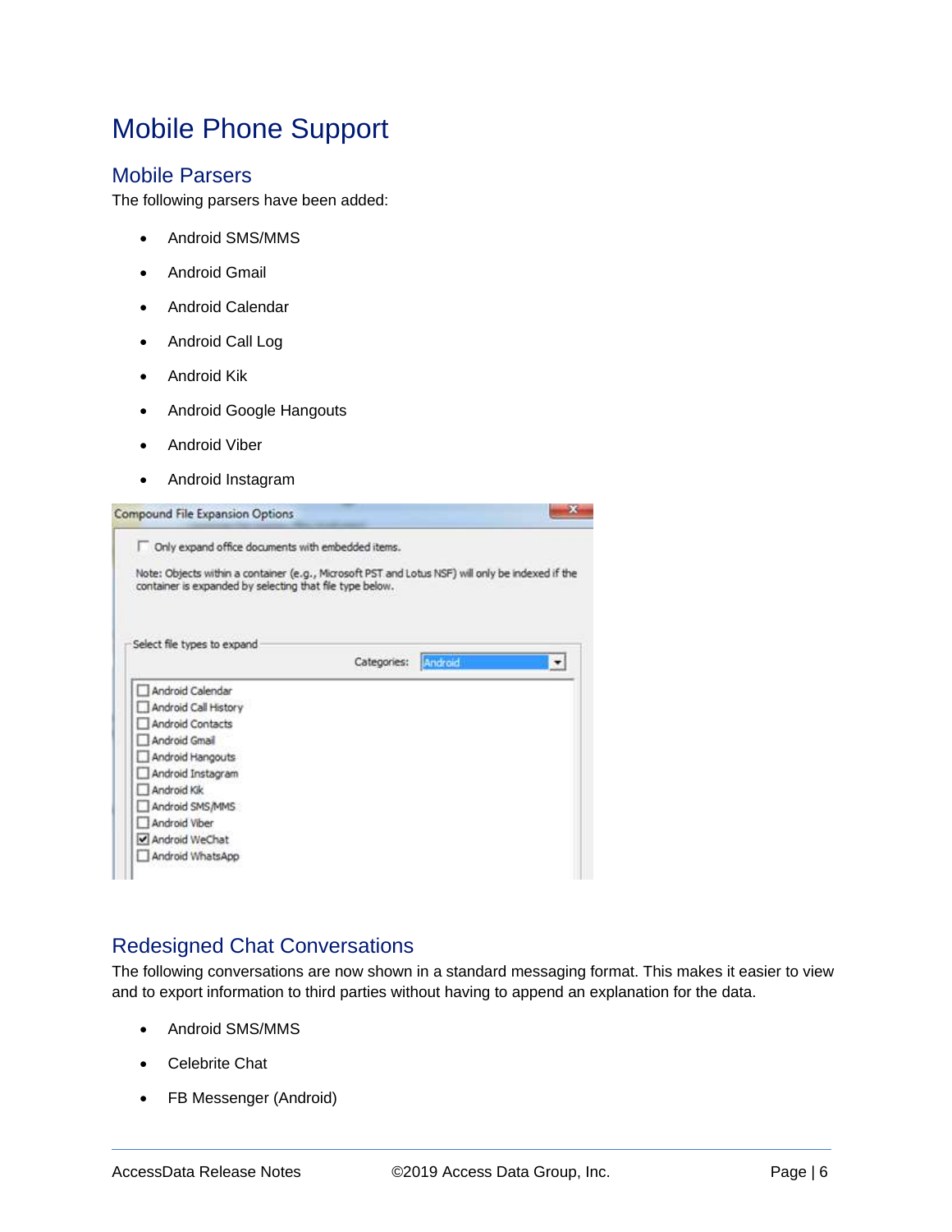# Mobile Phone Support

## Mobile Parsers

The following parsers have been added:

- Android SMS/MMS
- Android Gmail
- Android Calendar
- Android Call Log
- Android Kik
- Android Google Hangouts
- Android Viber
- Android Instagram

## Redesigned Chat Conversations

The following conversations are now shown in a standard messaging format. This makes it easier to view and to export information to third parties without having to append an explanation for the data.

- Android SMS/MMS
- Celebrite Chat
- FB Messenger (Android)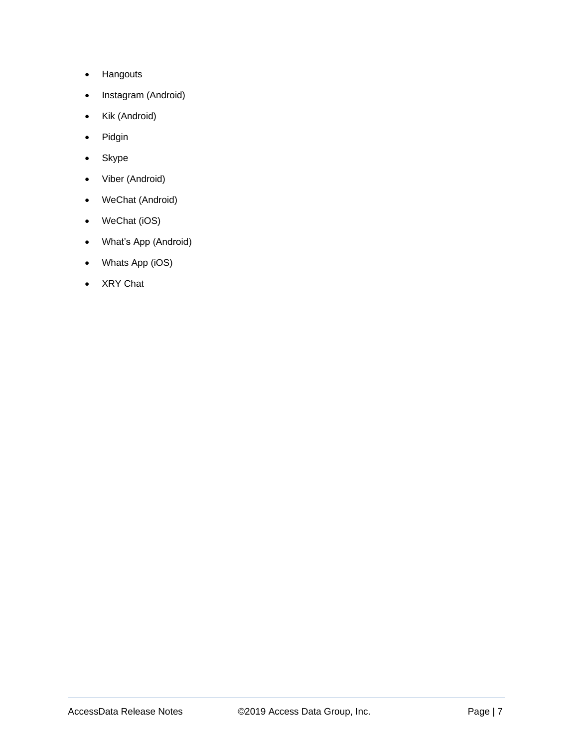- Hangouts
- Instagram (Android)
- Kik (Android)
- Pidgin
- Skype
- Viber (Android)
- WeChat (Android)
- WeChat (iOS)
- What's App (Android)
- Whats App (iOS)
- XRY Chat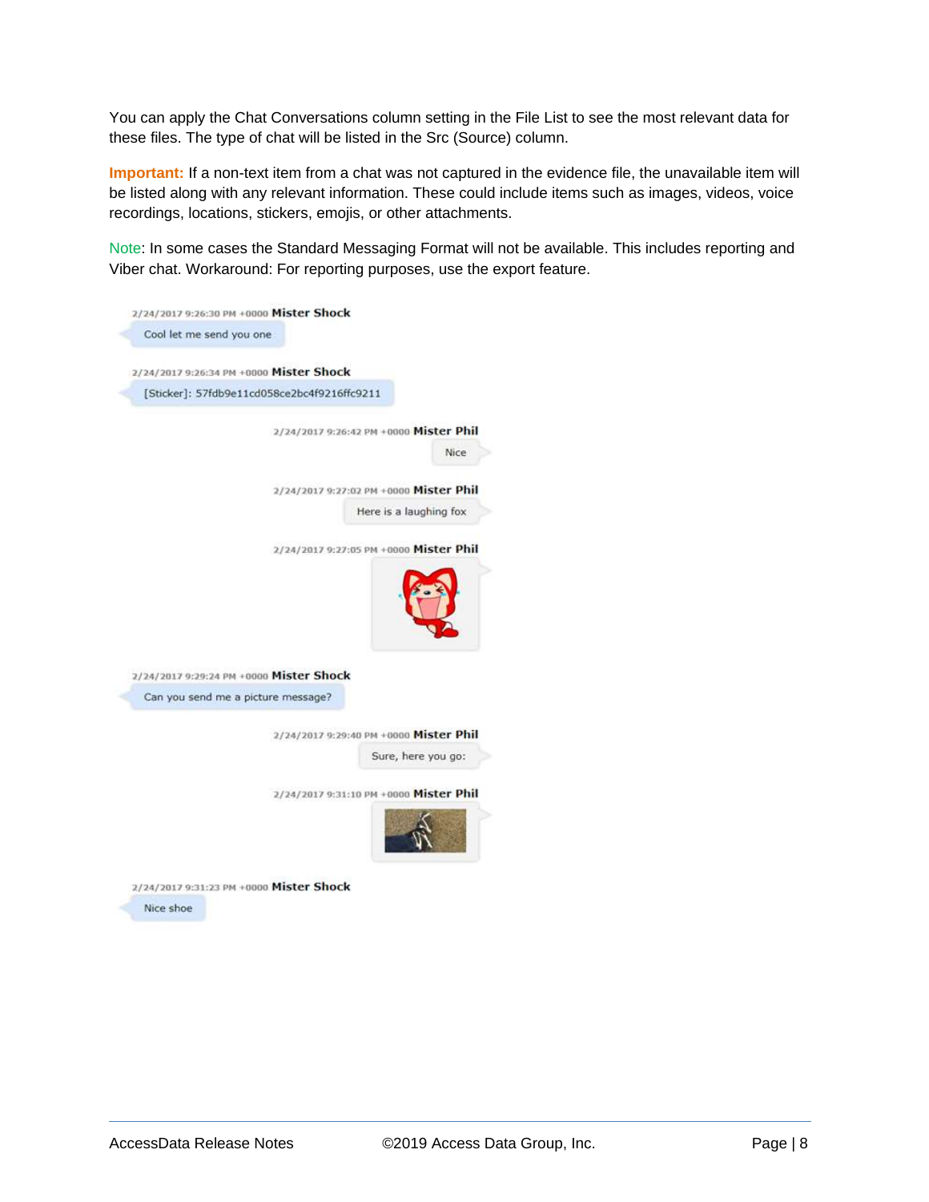You can apply the Chat Conversations column setting in the File List to see the most relevant data for these files. The type of chat will be listed in the Src (Source) column.

**Important:** If a non-text item from a chat was not captured in the evidence file, the unavailable item will be listed along with any relevant information. These could include items such as images, videos, voice recordings, locations, stickers, emojis, or other attachments.

Note: In some cases the Standard Messaging Format will not be available. This includes reporting and Viber chat. Workaround: For reporting purposes, use the export feature.

2/24/2017 9:26:30 PM +0000 **Mister Shock**

Cool let me send you one

2/24/2017 9:26:34 PM +0000 **Mister Shock**

[Sticker]: 57fdb9e11cd058ce2bc4f9216ffc9211

2/24/2017 9:26:42 PM +0000 **Mister Phil**

Nice

2/24/2017 9:27:02 PM +0000 **Mister Phil**

Here is a laughing fox

2/24/2017 9:27:05 PM +0000 **Mister Phil**

2/24/2017 9:29:24 PM +0000 **Mister Shock**

Can you send me a picture message?

2/24/2017 9:29:40 PM +0000 **Mister Phil**

Sure, here you go:

2/24/2017 9:31:10 PM +0000 **Mister Phil**

2/24/2017 9:31:23 PM +0000 **Mister Shock**

Nice shoe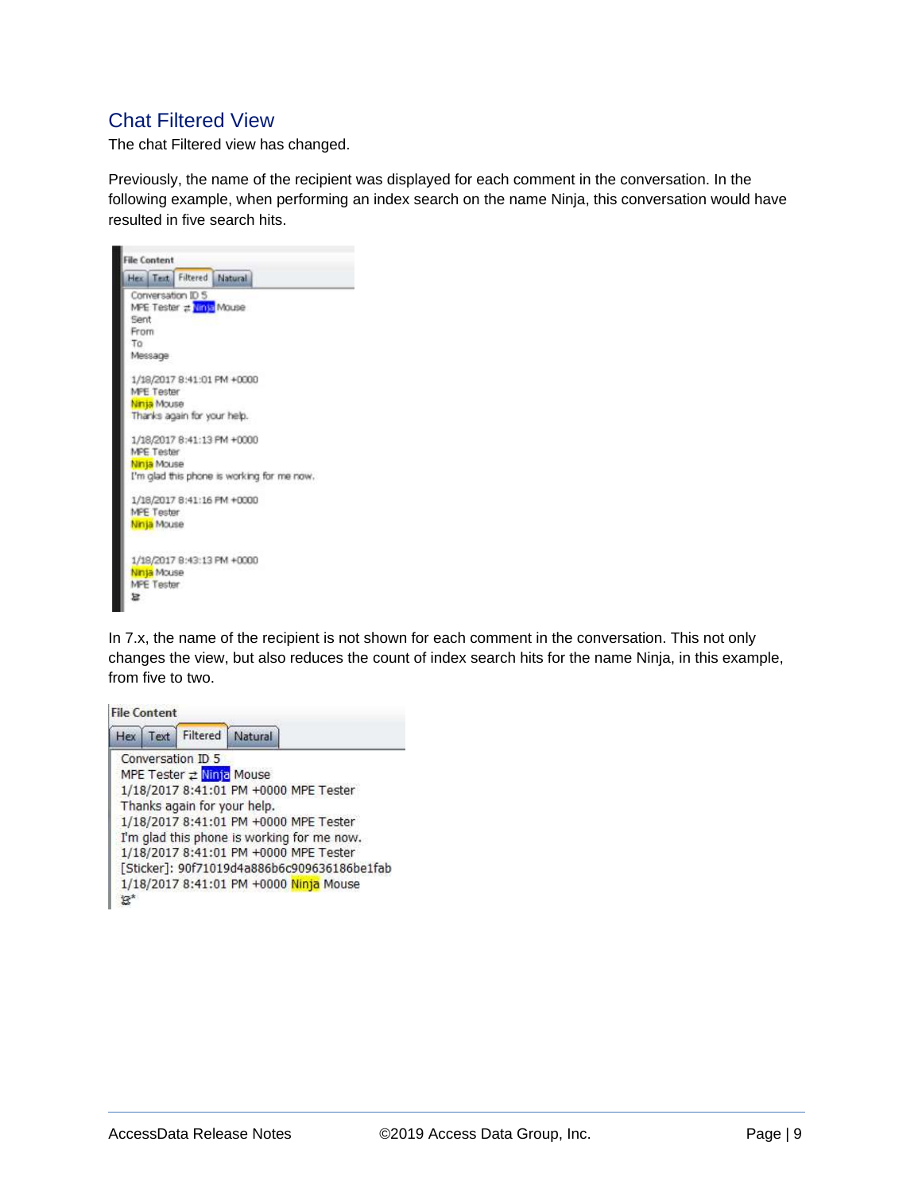## Chat Filtered View

The chat Filtered view has changed.

Previously, the name of the recipient was displayed for each comment in the conversation. In the following example, when performing an index search on the name Ninja, this conversation would have resulted in five search hits.

In 7.x, the name of the recipient is not shown for each comment in the conversation. This not only changes the view, but also reduces the count of index search hits for the name Ninja, in this example, from five to two.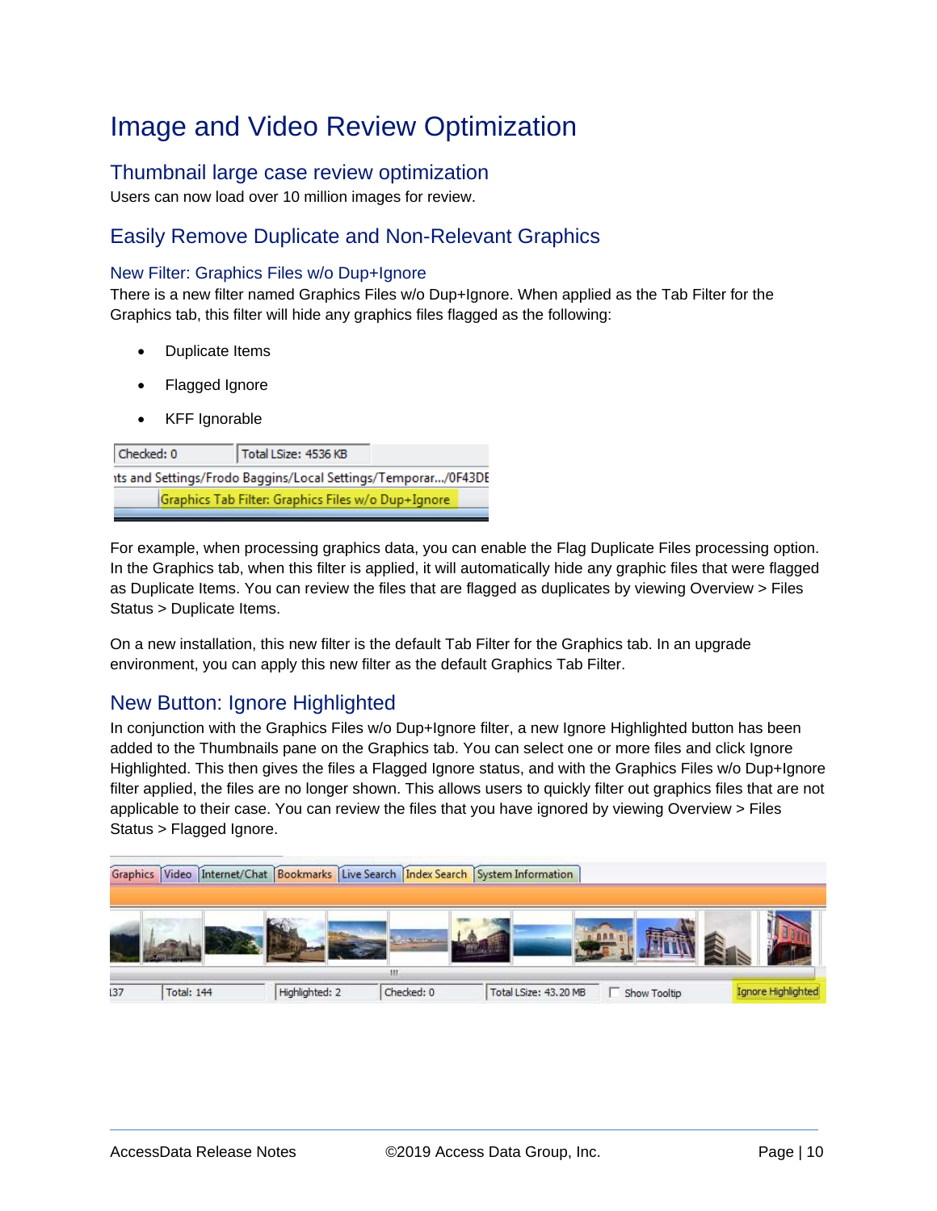# Image and Video Review Optimization

## Thumbnail large case review optimization

Users can now load over 10 million images for review.

## Easily Remove Duplicate and Non-Relevant Graphics

### New Filter: Graphics Files w/o Dup+Ignore

There is a new filter named Graphics Files w/o Dup+Ignore. When applied as the Tab Filter for the Graphics tab, this filter will hide any graphics files flagged as the following:

- Duplicate Items
- Flagged Ignore
- KFF Ignorable

For example, when processing graphics data, you can enable the Flag Duplicate Files processing option. In the Graphics tab, when this filter is applied, it will automatically hide any graphic files that were flagged as Duplicate Items. You can review the files that are flagged as duplicates by viewing Overview > Files Status > Duplicate Items.

On a new installation, this new filter is the default Tab Filter for the Graphics tab. In an upgrade environment, you can apply this new filter as the default Graphics Tab Filter.

## New Button: Ignore Highlighted

In conjunction with the Graphics Files w/o Dup+Ignore filter, a new Ignore Highlighted button has been added to the Thumbnails pane on the Graphics tab. You can select one or more files and click Ignore Highlighted. This then gives the files a Flagged Ignore status, and with the Graphics Files w/o Dup+Ignore filter applied, the files are no longer shown. This allows users to quickly filter out graphics files that are not applicable to their case. You can review the files that you have ignored by viewing Overview > Files Status > Flagged Ignore.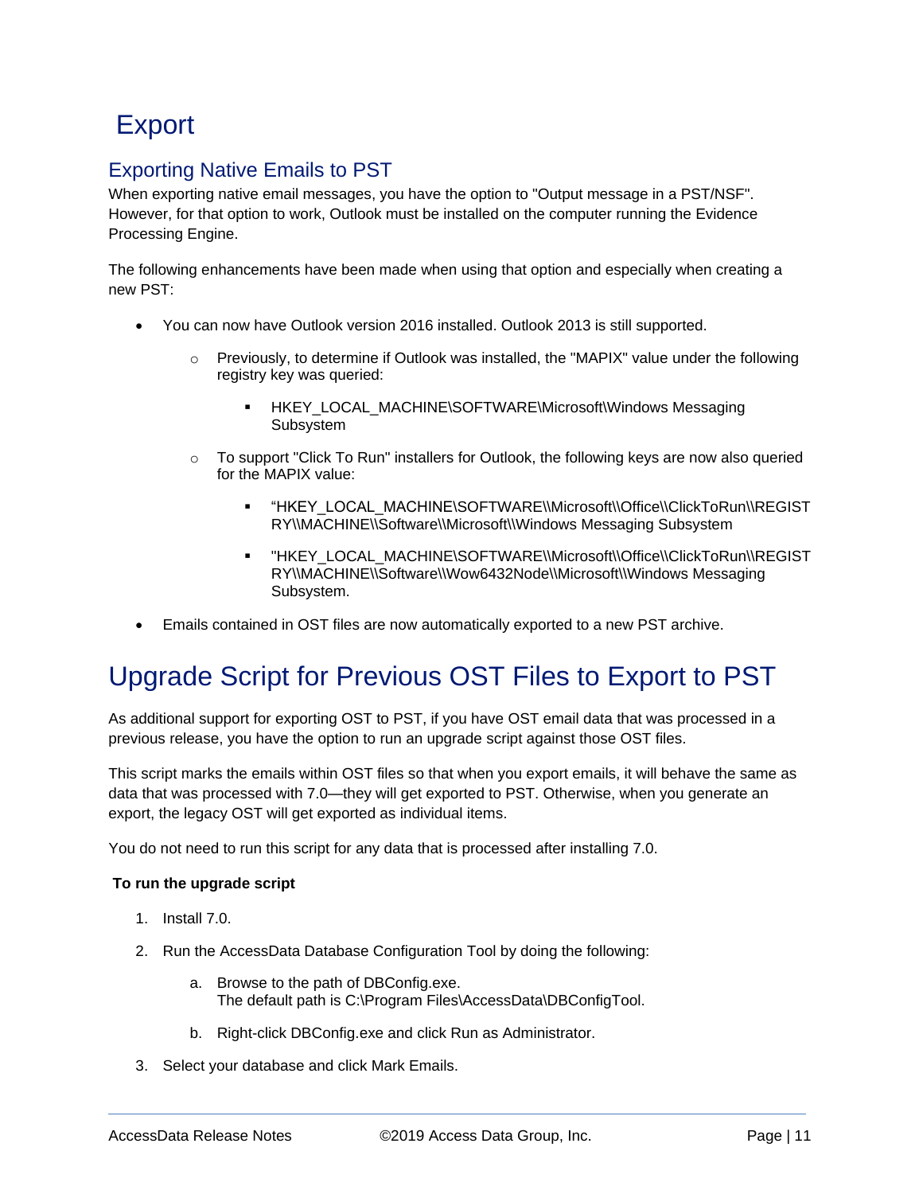# Export

## Exporting Native Emails to PST

When exporting native email messages, you have the option to "Output message in a PST/NSF". However, for that option to work, Outlook must be installed on the computer running the Evidence Processing Engine.

The following enhancements have been made when using that option and especially when creating a new PST:

- You can now have Outlook version 2016 installed. Outlook 2013 is still supported.
  - Previously, to determine if Outlook was installed, the "MAPIX" value under the following registry key was queried:
    - HKEY_LOCAL_MACHINE\SOFTWARE\Microsoft\Windows Messaging Subsystem
  - To support "Click To Run" installers for Outlook, the following keys are now also queried for the MAPIX value:
    - "HKEY_LOCAL_MACHINE\SOFTWARE\\Microsoft\\Office\\ClickToRun\\REGISTRY\\MACHINE\\Software\\Microsoft\\Windows Messaging Subsystem
    - "HKEY_LOCAL_MACHINE\SOFTWARE\\Microsoft\\Office\\ClickToRun\\REGISTRY\\MACHINE\\Software\\Wow6432Node\\Microsoft\\Windows Messaging Subsystem.
- Emails contained in OST files are now automatically exported to a new PST archive.

# Upgrade Script for Previous OST Files to Export to PST

As additional support for exporting OST to PST, if you have OST email data that was processed in a previous release, you have the option to run an upgrade script against those OST files.

This script marks the emails within OST files so that when you export emails, it will behave the same as data that was processed with 7.0—they will get exported to PST. Otherwise, when you generate an export, the legacy OST will get exported as individual items.

You do not need to run this script for any data that is processed after installing 7.0.

**To run the upgrade script**

1. Install 7.0.
2. Run the AccessData Database Configuration Tool by doing the following:
   a. Browse to the path of DBConfig.exe.
   The default path is C:\Program Files\AccessData\DBConfigTool.
   b. Right-click DBConfig.exe and click Run as Administrator.
3. Select your database and click Mark Emails.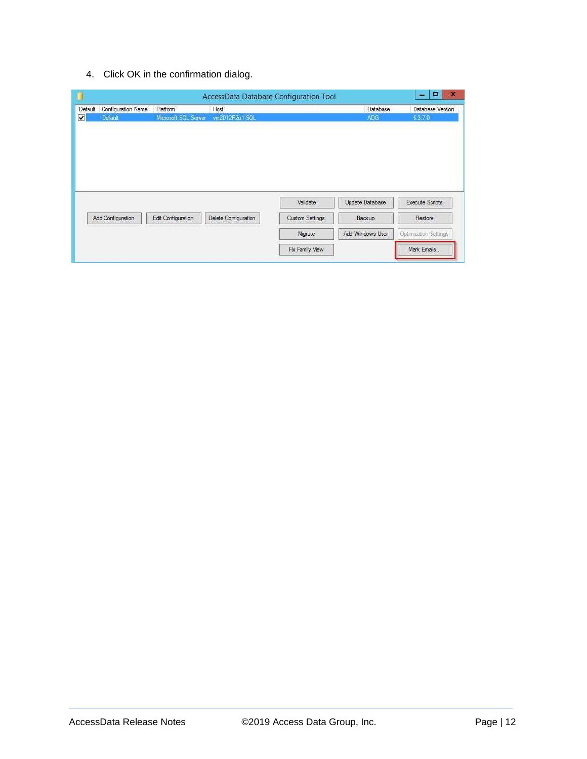4. Click OK in the confirmation dialog.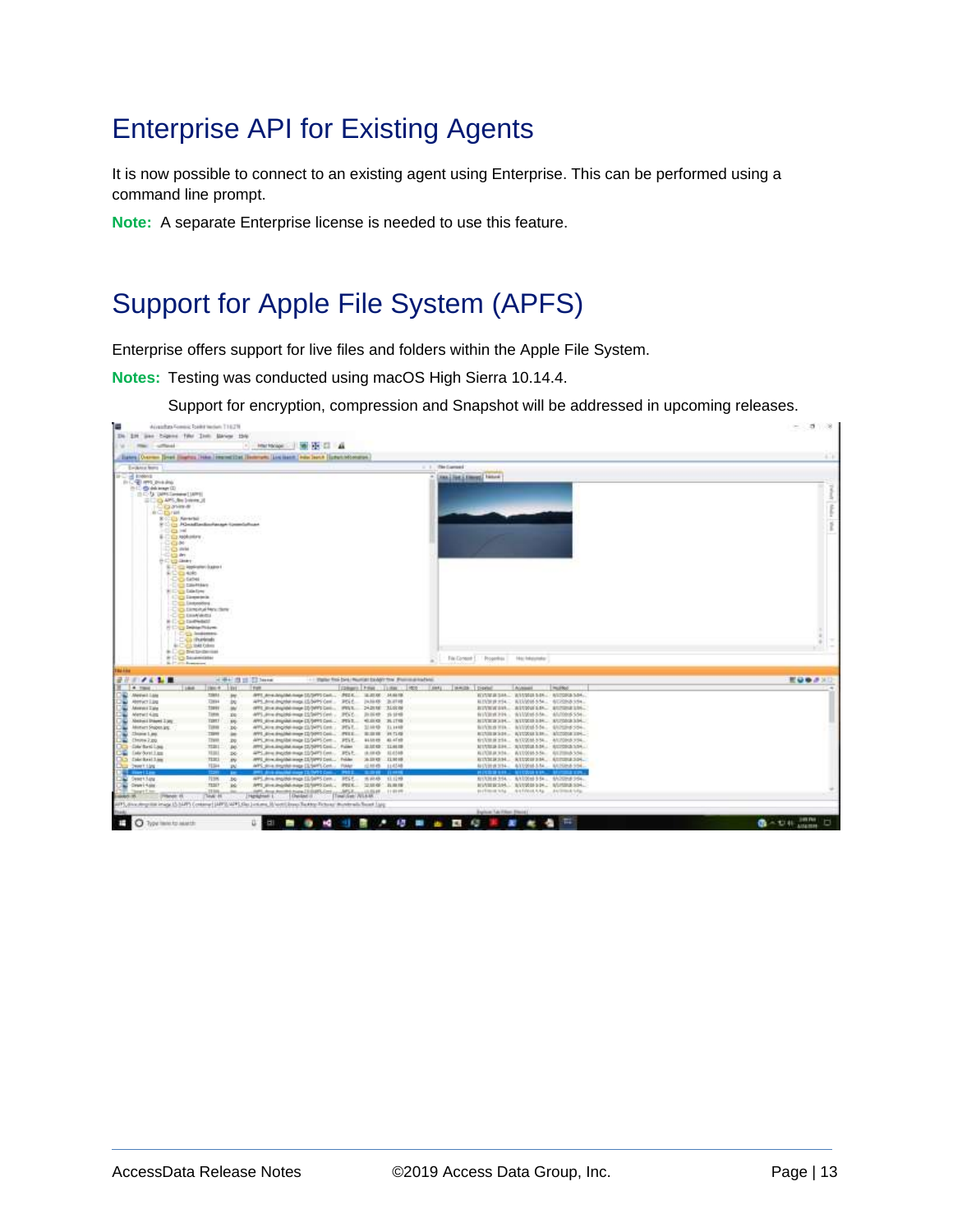# Enterprise API for Existing Agents

It is now possible to connect to an existing agent using Enterprise. This can be performed using a command line prompt.

**Note:** A separate Enterprise license is needed to use this feature.

# Support for Apple File System (APFS)

Enterprise offers support for live files and folders within the Apple File System.

**Notes:** Testing was conducted using macOS High Sierra 10.14.4.

Support for encryption, compression and Snapshot will be addressed in upcoming releases.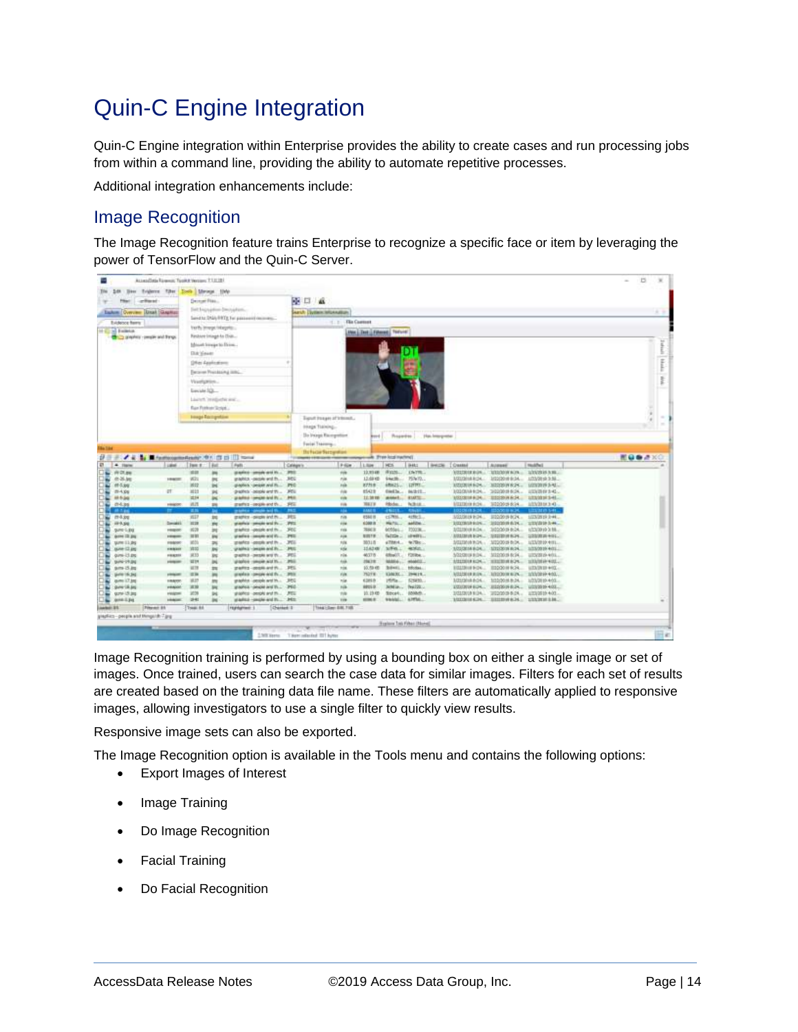# Quin-C Engine Integration

Quin-C Engine integration within Enterprise provides the ability to create cases and run processing jobs from within a command line, providing the ability to automate repetitive processes.

Additional integration enhancements include:

## Image Recognition

The Image Recognition feature trains Enterprise to recognize a specific face or item by leveraging the power of TensorFlow and the Quin-C Server.

Image Recognition training is performed by using a bounding box on either a single image or set of images. Once trained, users can search the case data for similar images. Filters for each set of results are created based on the training data file name. These filters are automatically applied to responsive images, allowing investigators to use a single filter to quickly view results.

Responsive image sets can also be exported.

The Image Recognition option is available in the Tools menu and contains the following options:

- Export Images of Interest
- Image Training
- Do Image Recognition
- Facial Training
- Do Facial Recognition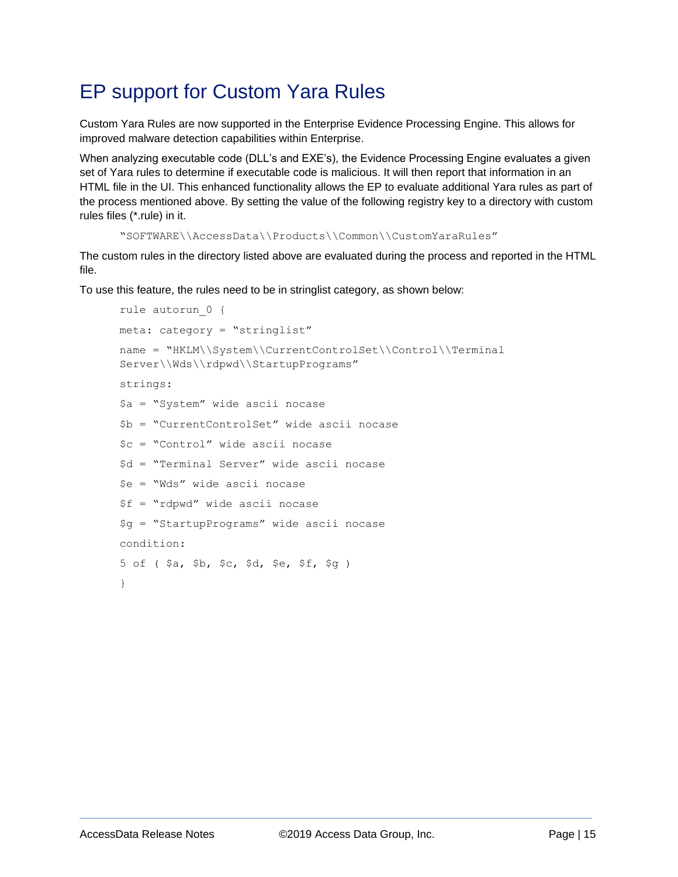# EP support for Custom Yara Rules

Custom Yara Rules are now supported in the Enterprise Evidence Processing Engine. This allows for improved malware detection capabilities within Enterprise.

When analyzing executable code (DLL's and EXE's), the Evidence Processing Engine evaluates a given set of Yara rules to determine if executable code is malicious. It will then report that information in an HTML file in the UI. This enhanced functionality allows the EP to evaluate additional Yara rules as part of the process mentioned above. By setting the value of the following registry key to a directory with custom rules files (*.rule) in it.

```
"SOFTWARE\\AccessData\\Products\\Common\\CustomYaraRules"
```

The custom rules in the directory listed above are evaluated during the process and reported in the HTML file.

To use this feature, the rules need to be in stringlist category, as shown below:

```
rule autorun_0 {
meta: category = "stringlist"
name = "HKLM\\System\\CurrentControlSet\\Control\\Terminal
Server\\Wds\\rdpwd\\StartupPrograms"
strings:
$a = "System" wide ascii nocase
$b = "CurrentControlSet" wide ascii nocase
$c = "Control" wide ascii nocase
$d = "Terminal Server" wide ascii nocase
$e = "Wds" wide ascii nocase
$f = "rdpwd" wide ascii nocase
$g = "StartupPrograms" wide ascii nocase
condition:
5 of ( $a, $b, $c, $d, $e, $f, $g )
}
```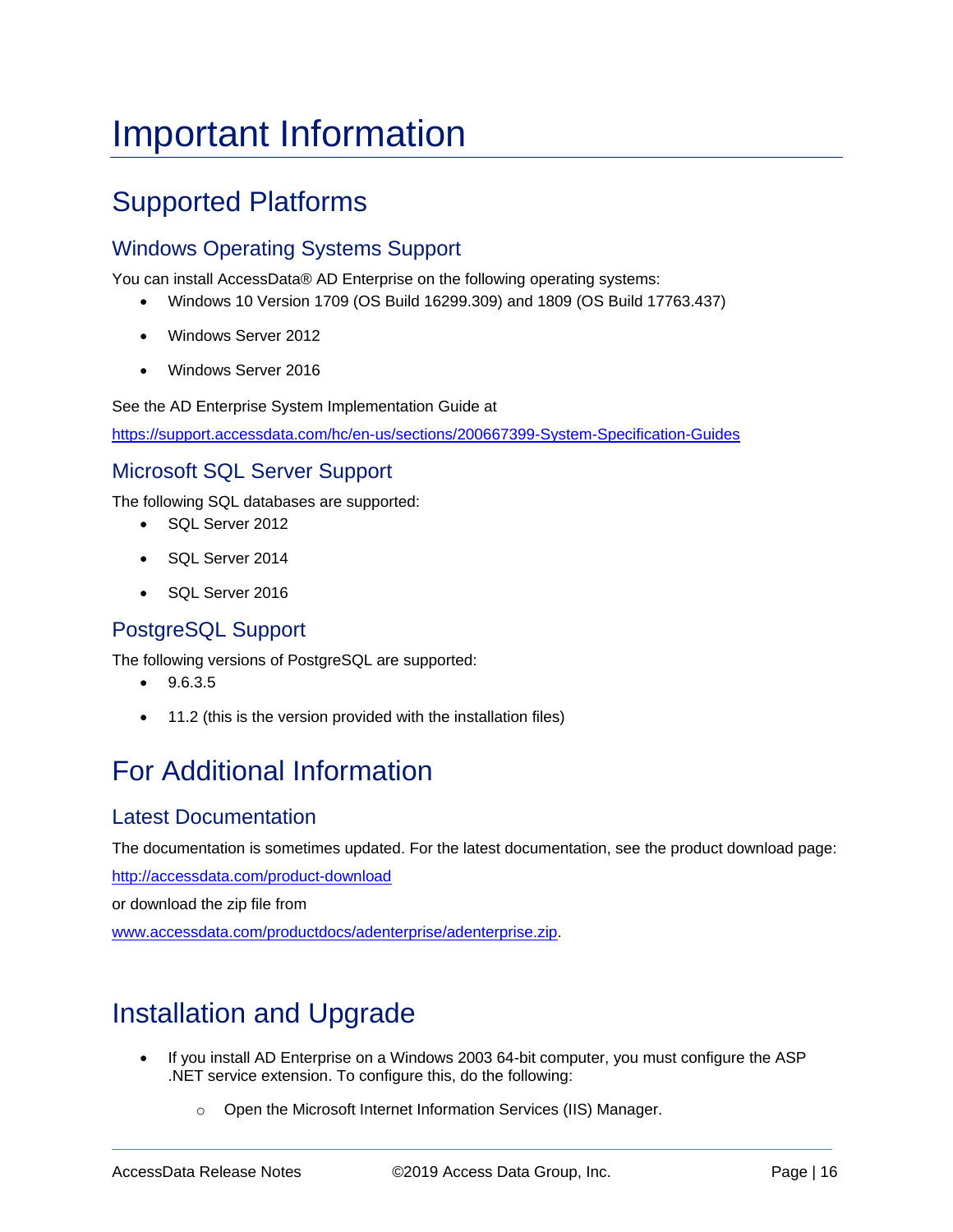# Important Information

## Supported Platforms

### Windows Operating Systems Support

You can install AccessData® AD Enterprise on the following operating systems:

- Windows 10 Version 1709 (OS Build 16299.309) and 1809 (OS Build 17763.437)
- Windows Server 2012
- Windows Server 2016

See the AD Enterprise System Implementation Guide at

https://support.accessdata.com/hc/en-us/sections/200667399-System-Specification-Guides

### Microsoft SQL Server Support

The following SQL databases are supported:

- SQL Server 2012
- SQL Server 2014
- SQL Server 2016

### PostgreSQL Support

The following versions of PostgreSQL are supported:

- 9.6.3.5
- 11.2 (this is the version provided with the installation files)

## For Additional Information

### Latest Documentation

The documentation is sometimes updated. For the latest documentation, see the product download page:

http://accessdata.com/product-download

or download the zip file from

www.accessdata.com/productdocs/adenterprise/adenterprise.zip.

## Installation and Upgrade

- If you install AD Enterprise on a Windows 2003 64-bit computer, you must configure the ASP .NET service extension. To configure this, do the following:
  - Open the Microsoft Internet Information Services (IIS) Manager.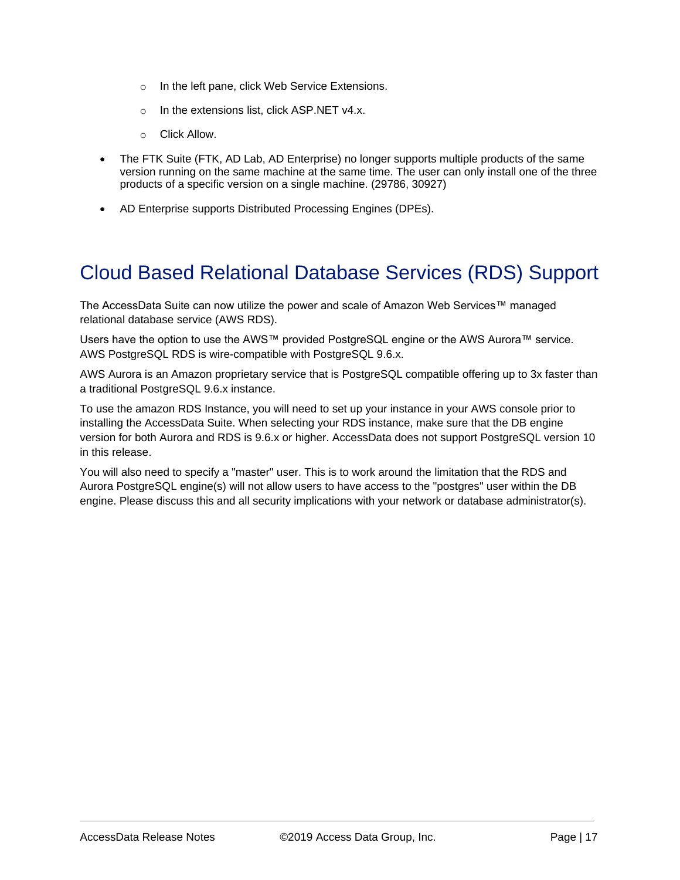- In the left pane, click Web Service Extensions.
    - In the extensions list, click ASP.NET v4.x.
    - Click Allow.
- The FTK Suite (FTK, AD Lab, AD Enterprise) no longer supports multiple products of the same version running on the same machine at the same time. The user can only install one of the three products of a specific version on a single machine. (29786, 30927)
- AD Enterprise supports Distributed Processing Engines (DPEs).

## Cloud Based Relational Database Services (RDS) Support

The AccessData Suite can now utilize the power and scale of Amazon Web Services™ managed relational database service (AWS RDS).

Users have the option to use the AWS™ provided PostgreSQL engine or the AWS Aurora™ service. AWS PostgreSQL RDS is wire-compatible with PostgreSQL 9.6.x.

AWS Aurora is an Amazon proprietary service that is PostgreSQL compatible offering up to 3x faster than a traditional PostgreSQL 9.6.x instance.

To use the amazon RDS Instance, you will need to set up your instance in your AWS console prior to installing the AccessData Suite. When selecting your RDS instance, make sure that the DB engine version for both Aurora and RDS is 9.6.x or higher. AccessData does not support PostgreSQL version 10 in this release.

You will also need to specify a "master" user. This is to work around the limitation that the RDS and Aurora PostgreSQL engine(s) will not allow users to have access to the "postgres" user within the DB engine. Please discuss this and all security implications with your network or database administrator(s).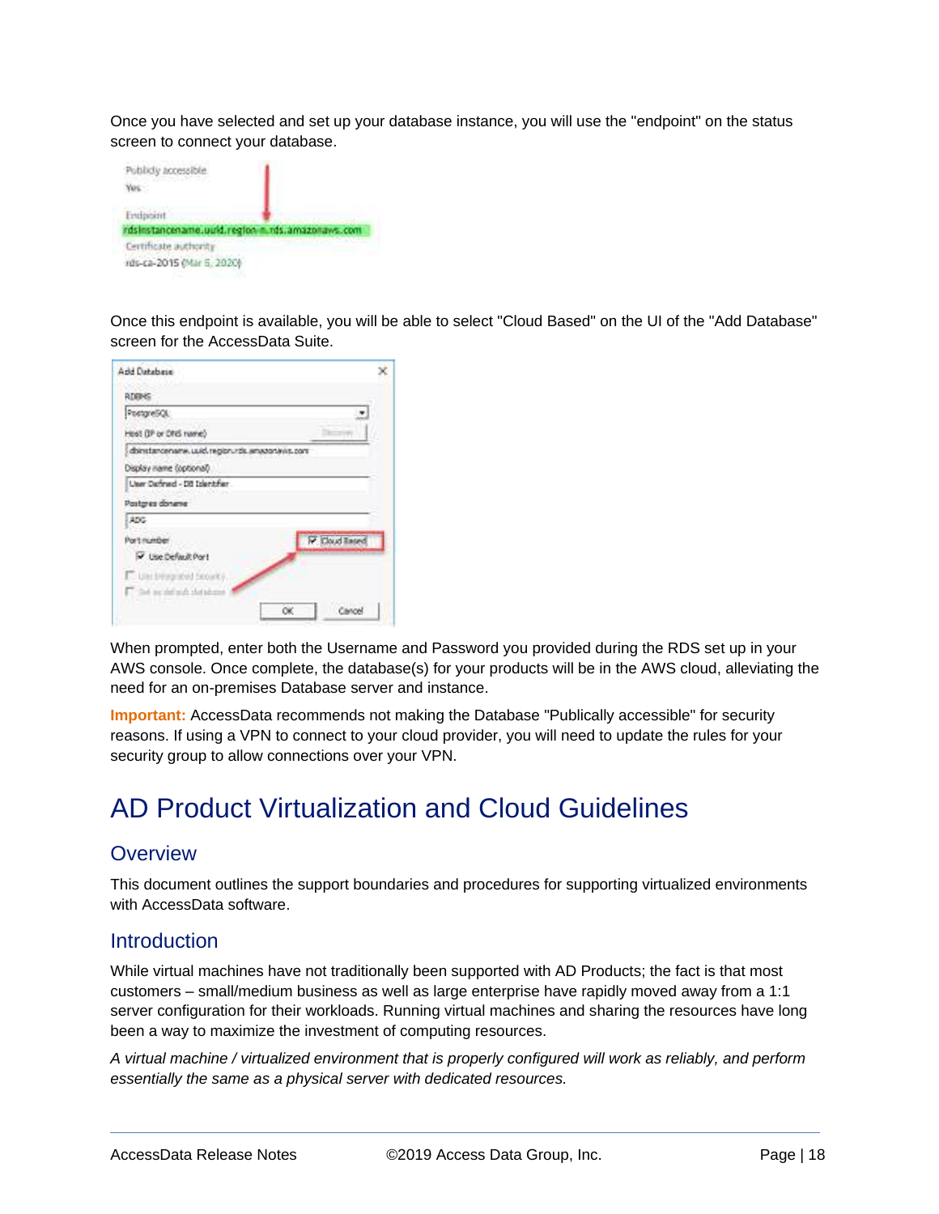Once you have selected and set up your database instance, you will use the "endpoint" on the status screen to connect your database.

Once this endpoint is available, you will be able to select "Cloud Based" on the UI of the "Add Database" screen for the AccessData Suite.

When prompted, enter both the Username and Password you provided during the RDS set up in your AWS console. Once complete, the database(s) for your products will be in the AWS cloud, alleviating the need for an on-premises Database server and instance.

**Important:** AccessData recommends not making the Database "Publically accessible" for security reasons. If using a VPN to connect to your cloud provider, you will need to update the rules for your security group to allow connections over your VPN.

# AD Product Virtualization and Cloud Guidelines

## Overview

This document outlines the support boundaries and procedures for supporting virtualized environments with AccessData software.

## Introduction

While virtual machines have not traditionally been supported with AD Products; the fact is that most customers – small/medium business as well as large enterprise have rapidly moved away from a 1:1 server configuration for their workloads. Running virtual machines and sharing the resources have long been a way to maximize the investment of computing resources.

*A virtual machine / virtualized environment that is properly configured will work as reliably, and perform essentially the same as a physical server with dedicated resources.*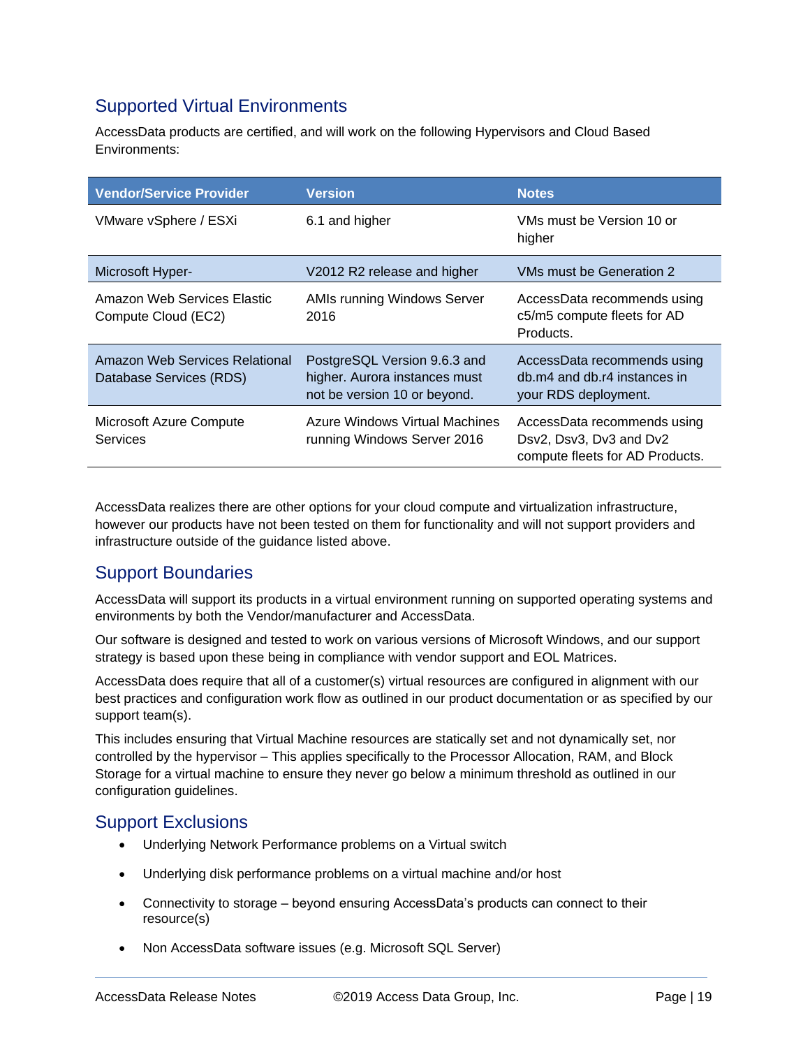## Supported Virtual Environments

AccessData products are certified, and will work on the following Hypervisors and Cloud Based Environments:

| Vendor/Service Provider | Version | Notes |
|---|---|---|
| VMware vSphere / ESXi | 6.1 and higher | VMs must be Version 10 or higher |
| Microsoft Hyper- | V2012 R2 release and higher | VMs must be Generation 2 |
| Amazon Web Services Elastic Compute Cloud (EC2) | AMIs running Windows Server 2016 | AccessData recommends using c5/m5 compute fleets for AD Products. |
| Amazon Web Services Relational Database Services (RDS) | PostgreSQL Version 9.6.3 and higher. Aurora instances must not be version 10 or beyond. | AccessData recommends using db.m4 and db.r4 instances in your RDS deployment. |
| Microsoft Azure Compute Services | Azure Windows Virtual Machines running Windows Server 2016 | AccessData recommends using Dsv2, Dsv3, Dv3 and Dv2 compute fleets for AD Products. |

AccessData realizes there are other options for your cloud compute and virtualization infrastructure, however our products have not been tested on them for functionality and will not support providers and infrastructure outside of the guidance listed above.

## Support Boundaries

AccessData will support its products in a virtual environment running on supported operating systems and environments by both the Vendor/manufacturer and AccessData.

Our software is designed and tested to work on various versions of Microsoft Windows, and our support strategy is based upon these being in compliance with vendor support and EOL Matrices.

AccessData does require that all of a customer(s) virtual resources are configured in alignment with our best practices and configuration work flow as outlined in our product documentation or as specified by our support team(s).

This includes ensuring that Virtual Machine resources are statically set and not dynamically set, nor controlled by the hypervisor – This applies specifically to the Processor Allocation, RAM, and Block Storage for a virtual machine to ensure they never go below a minimum threshold as outlined in our configuration guidelines.

## Support Exclusions

- Underlying Network Performance problems on a Virtual switch
- Underlying disk performance problems on a virtual machine and/or host
- Connectivity to storage – beyond ensuring AccessData's products can connect to their resource(s)
- Non AccessData software issues (e.g. Microsoft SQL Server)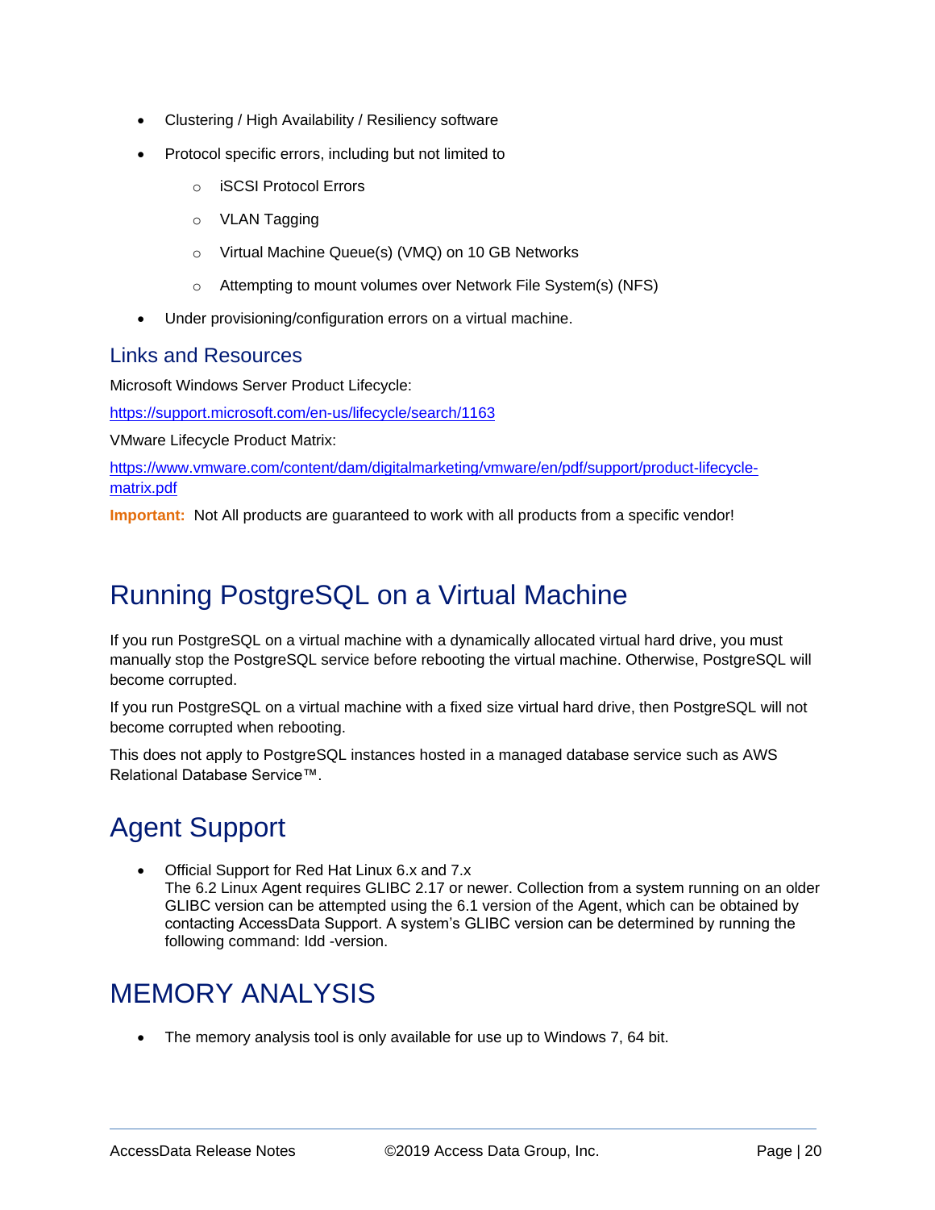- Clustering / High Availability / Resiliency software
- Protocol specific errors, including but not limited to
    - iSCSI Protocol Errors
    - VLAN Tagging
    - Virtual Machine Queue(s) (VMQ) on 10 GB Networks
    - Attempting to mount volumes over Network File System(s) (NFS)
- Under provisioning/configuration errors on a virtual machine.

### Links and Resources

Microsoft Windows Server Product Lifecycle:

https://support.microsoft.com/en-us/lifecycle/search/1163

VMware Lifecycle Product Matrix:

https://www.vmware.com/content/dam/digitalmarketing/vmware/en/pdf/support/product-lifecycle-matrix.pdf

**Important:** Not All products are guaranteed to work with all products from a specific vendor!

## Running PostgreSQL on a Virtual Machine

If you run PostgreSQL on a virtual machine with a dynamically allocated virtual hard drive, you must manually stop the PostgreSQL service before rebooting the virtual machine. Otherwise, PostgreSQL will become corrupted.

If you run PostgreSQL on a virtual machine with a fixed size virtual hard drive, then PostgreSQL will not become corrupted when rebooting.

This does not apply to PostgreSQL instances hosted in a managed database service such as AWS Relational Database Service™.

## Agent Support

- Official Support for Red Hat Linux 6.x and 7.x
  The 6.2 Linux Agent requires GLIBC 2.17 or newer. Collection from a system running on an older GLIBC version can be attempted using the 6.1 version of the Agent, which can be obtained by contacting AccessData Support. A system's GLIBC version can be determined by running the following command: ldd -version.

## MEMORY ANALYSIS

- The memory analysis tool is only available for use up to Windows 7, 64 bit.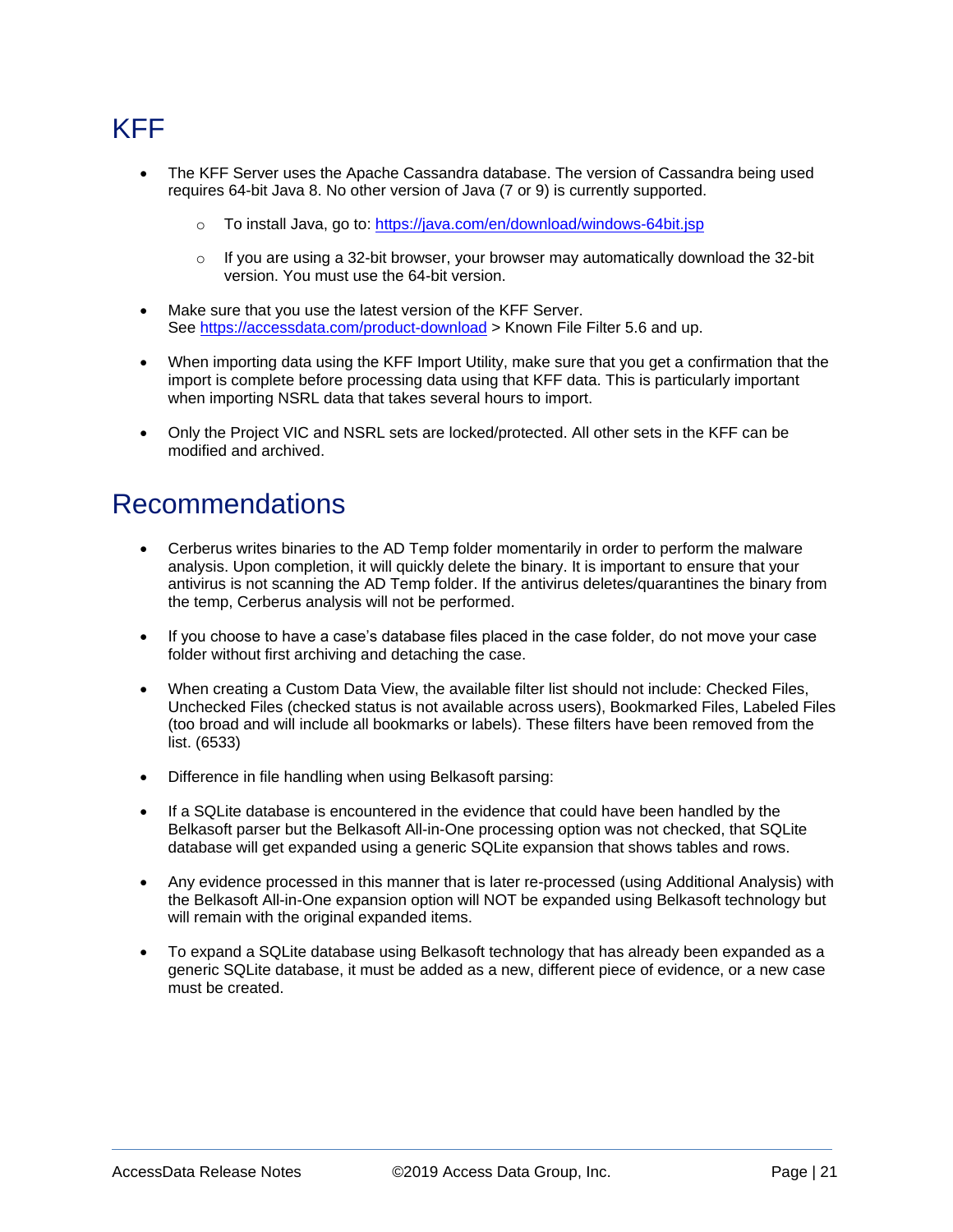# KFF

- The KFF Server uses the Apache Cassandra database. The version of Cassandra being used requires 64-bit Java 8. No other version of Java (7 or 9) is currently supported.
  - To install Java, go to: https://java.com/en/download/windows-64bit.jsp
  - If you are using a 32-bit browser, your browser may automatically download the 32-bit version. You must use the 64-bit version.
- Make sure that you use the latest version of the KFF Server.
  See https://accessdata.com/product-download > Known File Filter 5.6 and up.
- When importing data using the KFF Import Utility, make sure that you get a confirmation that the import is complete before processing data using that KFF data. This is particularly important when importing NSRL data that takes several hours to import.
- Only the Project VIC and NSRL sets are locked/protected. All other sets in the KFF can be modified and archived.

# Recommendations

- Cerberus writes binaries to the AD Temp folder momentarily in order to perform the malware analysis. Upon completion, it will quickly delete the binary. It is important to ensure that your antivirus is not scanning the AD Temp folder. If the antivirus deletes/quarantines the binary from the temp, Cerberus analysis will not be performed.
- If you choose to have a case's database files placed in the case folder, do not move your case folder without first archiving and detaching the case.
- When creating a Custom Data View, the available filter list should not include: Checked Files, Unchecked Files (checked status is not available across users), Bookmarked Files, Labeled Files (too broad and will include all bookmarks or labels). These filters have been removed from the list. (6533)
- Difference in file handling when using Belkasoft parsing:
- If a SQLite database is encountered in the evidence that could have been handled by the Belkasoft parser but the Belkasoft All-in-One processing option was not checked, that SQLite database will get expanded using a generic SQLite expansion that shows tables and rows.
- Any evidence processed in this manner that is later re-processed (using Additional Analysis) with the Belkasoft All-in-One expansion option will NOT be expanded using Belkasoft technology but will remain with the original expanded items.
- To expand a SQLite database using Belkasoft technology that has already been expanded as a generic SQLite database, it must be added as a new, different piece of evidence, or a new case must be created.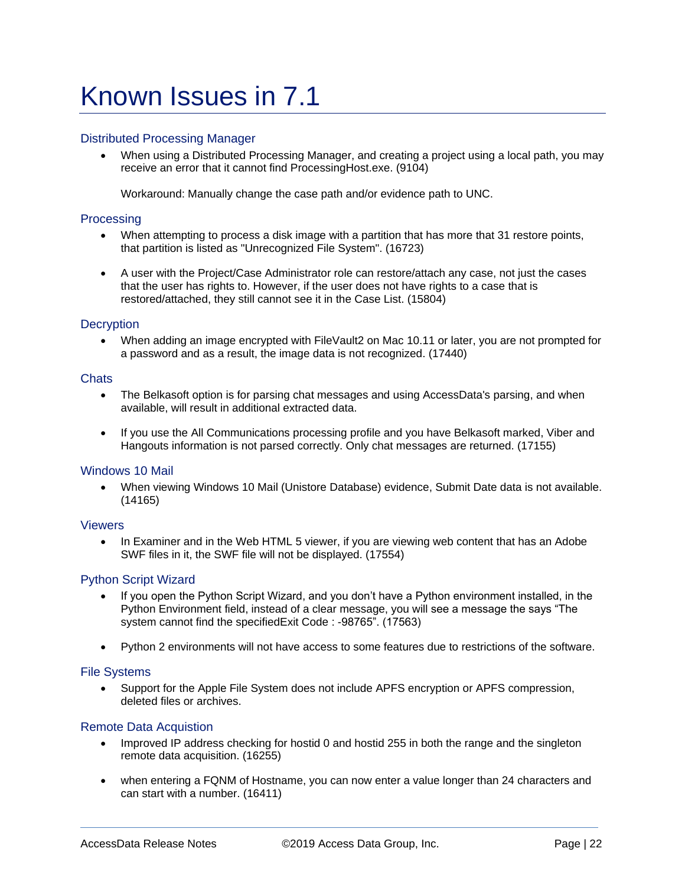# Known Issues in 7.1

## Distributed Processing Manager

- When using a Distributed Processing Manager, and creating a project using a local path, you may receive an error that it cannot find ProcessingHost.exe. (9104)

  Workaround: Manually change the case path and/or evidence path to UNC.

## Processing

- When attempting to process a disk image with a partition that has more that 31 restore points, that partition is listed as "Unrecognized File System". (16723)
- A user with the Project/Case Administrator role can restore/attach any case, not just the cases that the user has rights to. However, if the user does not have rights to a case that is restored/attached, they still cannot see it in the Case List. (15804)

## Decryption

- When adding an image encrypted with FileVault2 on Mac 10.11 or later, you are not prompted for a password and as a result, the image data is not recognized. (17440)

## Chats

- The Belkasoft option is for parsing chat messages and using AccessData's parsing, and when available, will result in additional extracted data.
- If you use the All Communications processing profile and you have Belkasoft marked, Viber and Hangouts information is not parsed correctly. Only chat messages are returned. (17155)

## Windows 10 Mail

- When viewing Windows 10 Mail (Unistore Database) evidence, Submit Date data is not available. (14165)

## Viewers

- In Examiner and in the Web HTML 5 viewer, if you are viewing web content that has an Adobe SWF files in it, the SWF file will not be displayed. (17554)

## Python Script Wizard

- If you open the Python Script Wizard, and you don't have a Python environment installed, in the Python Environment field, instead of a clear message, you will see a message the says "The system cannot find the specifiedExit Code : -98765". (17563)
- Python 2 environments will not have access to some features due to restrictions of the software.

## File Systems

- Support for the Apple File System does not include APFS encryption or APFS compression, deleted files or archives.

## Remote Data Acquistion

- Improved IP address checking for hostid 0 and hostid 255 in both the range and the singleton remote data acquisition. (16255)
- when entering a FQNM of Hostname, you can now enter a value longer than 24 characters and can start with a number. (16411)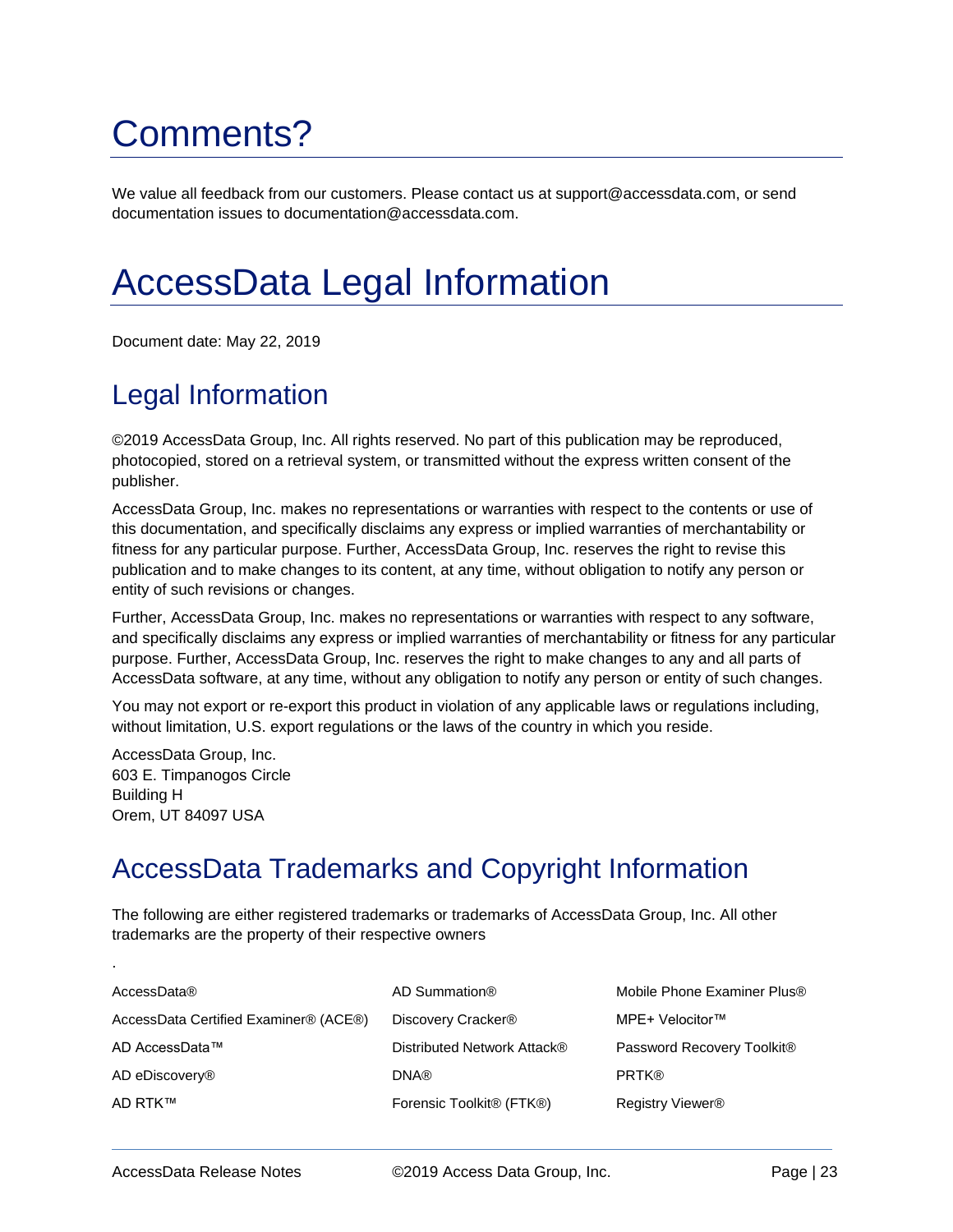# Comments?

We value all feedback from our customers. Please contact us at support@accessdata.com, or send documentation issues to documentation@accessdata.com.

# AccessData Legal Information

Document date: May 22, 2019

## Legal Information

©2019 AccessData Group, Inc. All rights reserved. No part of this publication may be reproduced, photocopied, stored on a retrieval system, or transmitted without the express written consent of the publisher.

AccessData Group, Inc. makes no representations or warranties with respect to the contents or use of this documentation, and specifically disclaims any express or implied warranties of merchantability or fitness for any particular purpose. Further, AccessData Group, Inc. reserves the right to revise this publication and to make changes to its content, at any time, without obligation to notify any person or entity of such revisions or changes.

Further, AccessData Group, Inc. makes no representations or warranties with respect to any software, and specifically disclaims any express or implied warranties of merchantability or fitness for any particular purpose. Further, AccessData Group, Inc. reserves the right to make changes to any and all parts of AccessData software, at any time, without any obligation to notify any person or entity of such changes.

You may not export or re-export this product in violation of any applicable laws or regulations including, without limitation, U.S. export regulations or the laws of the country in which you reside.

AccessData Group, Inc.
603 E. Timpanogos Circle
Building H
Orem, UT 84097 USA

## AccessData Trademarks and Copyright Information

The following are either registered trademarks or trademarks of AccessData Group, Inc. All other trademarks are the property of their respective owners

.

| | | |
|---|---|---|
| AccessData® | AD Summation® | Mobile Phone Examiner Plus® |
| AccessData Certified Examiner® (ACE®) | Discovery Cracker® | MPE+ Velocitor™ |
| AD AccessData™ | Distributed Network Attack® | Password Recovery Toolkit® |
| AD eDiscovery® | DNA® | PRTK® |
| AD RTK™ | Forensic Toolkit® (FTK®) | Registry Viewer® |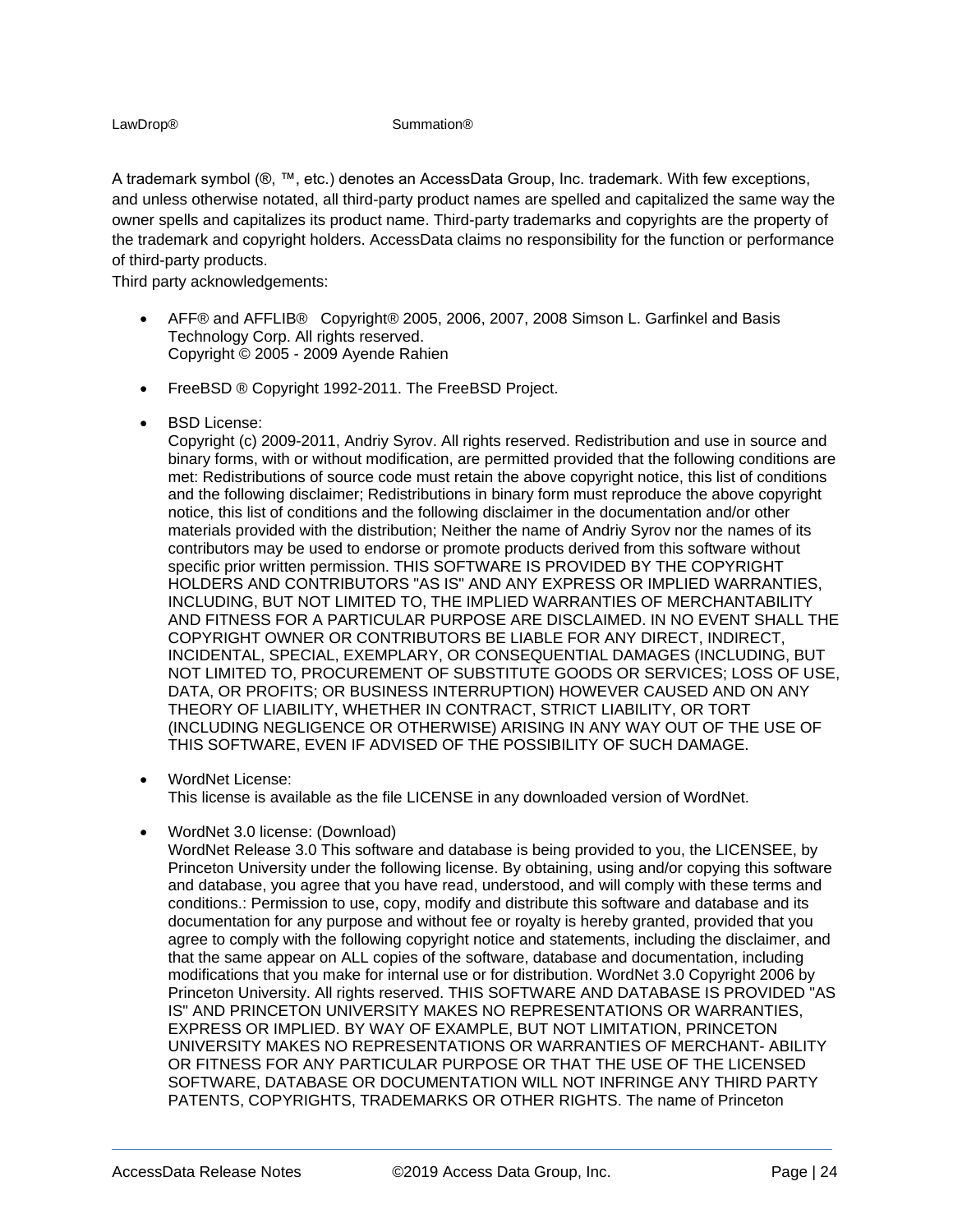LawDrop®                                        Summation®

A trademark symbol (®, ™, etc.) denotes an AccessData Group, Inc. trademark. With few exceptions, and unless otherwise notated, all third-party product names are spelled and capitalized the same way the owner spells and capitalizes its product name. Third-party trademarks and copyrights are the property of the trademark and copyright holders. AccessData claims no responsibility for the function or performance of third-party products.

Third party acknowledgements:

- AFF® and AFFLIB®   Copyright® 2005, 2006, 2007, 2008 Simson L. Garfinkel and Basis Technology Corp. All rights reserved.
  Copyright © 2005 - 2009 Ayende Rahien

- FreeBSD ® Copyright 1992-2011. The FreeBSD Project.

- BSD License:
  Copyright (c) 2009-2011, Andriy Syrov. All rights reserved. Redistribution and use in source and binary forms, with or without modification, are permitted provided that the following conditions are met: Redistributions of source code must retain the above copyright notice, this list of conditions and the following disclaimer; Redistributions in binary form must reproduce the above copyright notice, this list of conditions and the following disclaimer in the documentation and/or other materials provided with the distribution; Neither the name of Andriy Syrov nor the names of its contributors may be used to endorse or promote products derived from this software without specific prior written permission. THIS SOFTWARE IS PROVIDED BY THE COPYRIGHT HOLDERS AND CONTRIBUTORS "AS IS" AND ANY EXPRESS OR IMPLIED WARRANTIES, INCLUDING, BUT NOT LIMITED TO, THE IMPLIED WARRANTIES OF MERCHANTABILITY AND FITNESS FOR A PARTICULAR PURPOSE ARE DISCLAIMED. IN NO EVENT SHALL THE COPYRIGHT OWNER OR CONTRIBUTORS BE LIABLE FOR ANY DIRECT, INDIRECT, INCIDENTAL, SPECIAL, EXEMPLARY, OR CONSEQUENTIAL DAMAGES (INCLUDING, BUT NOT LIMITED TO, PROCUREMENT OF SUBSTITUTE GOODS OR SERVICES; LOSS OF USE, DATA, OR PROFITS; OR BUSINESS INTERRUPTION) HOWEVER CAUSED AND ON ANY THEORY OF LIABILITY, WHETHER IN CONTRACT, STRICT LIABILITY, OR TORT (INCLUDING NEGLIGENCE OR OTHERWISE) ARISING IN ANY WAY OUT OF THE USE OF THIS SOFTWARE, EVEN IF ADVISED OF THE POSSIBILITY OF SUCH DAMAGE.

- WordNet License:
  This license is available as the file LICENSE in any downloaded version of WordNet.

- WordNet 3.0 license: (Download)
  WordNet Release 3.0 This software and database is being provided to you, the LICENSEE, by Princeton University under the following license. By obtaining, using and/or copying this software and database, you agree that you have read, understood, and will comply with these terms and conditions.: Permission to use, copy, modify and distribute this software and database and its documentation for any purpose and without fee or royalty is hereby granted, provided that you agree to comply with the following copyright notice and statements, including the disclaimer, and that the same appear on ALL copies of the software, database and documentation, including modifications that you make for internal use or for distribution. WordNet 3.0 Copyright 2006 by Princeton University. All rights reserved. THIS SOFTWARE AND DATABASE IS PROVIDED "AS IS" AND PRINCETON UNIVERSITY MAKES NO REPRESENTATIONS OR WARRANTIES, EXPRESS OR IMPLIED. BY WAY OF EXAMPLE, BUT NOT LIMITATION, PRINCETON UNIVERSITY MAKES NO REPRESENTATIONS OR WARRANTIES OF MERCHANT- ABILITY OR FITNESS FOR ANY PARTICULAR PURPOSE OR THAT THE USE OF THE LICENSED SOFTWARE, DATABASE OR DOCUMENTATION WILL NOT INFRINGE ANY THIRD PARTY PATENTS, COPYRIGHTS, TRADEMARKS OR OTHER RIGHTS. The name of Princeton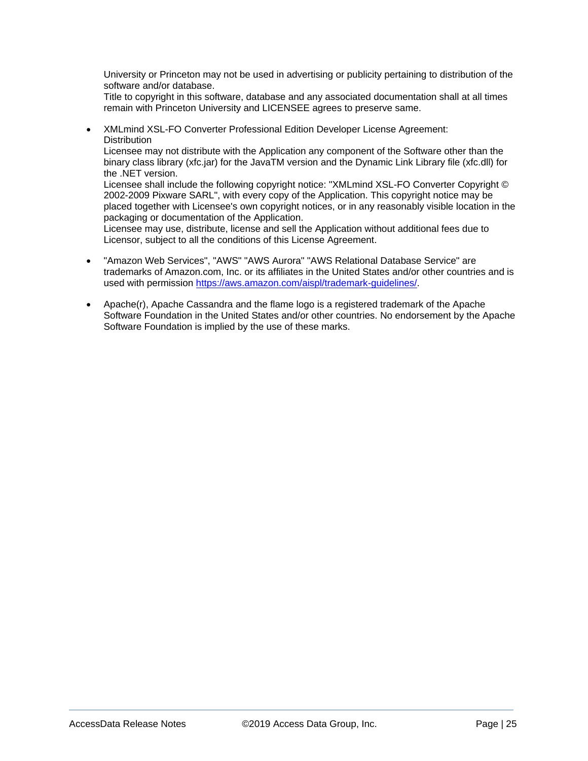University or Princeton may not be used in advertising or publicity pertaining to distribution of the software and/or database.
Title to copyright in this software, database and any associated documentation shall at all times remain with Princeton University and LICENSEE agrees to preserve same.

- XMLmind XSL-FO Converter Professional Edition Developer License Agreement:
  Distribution
  Licensee may not distribute with the Application any component of the Software other than the binary class library (xfc.jar) for the JavaTM version and the Dynamic Link Library file (xfc.dll) for the .NET version.
  Licensee shall include the following copyright notice: "XMLmind XSL-FO Converter Copyright © 2002-2009 Pixware SARL", with every copy of the Application. This copyright notice may be placed together with Licensee's own copyright notices, or in any reasonably visible location in the packaging or documentation of the Application.
  Licensee may use, distribute, license and sell the Application without additional fees due to Licensor, subject to all the conditions of this License Agreement.

- "Amazon Web Services", "AWS" "AWS Aurora" "AWS Relational Database Service" are trademarks of Amazon.com, Inc. or its affiliates in the United States and/or other countries and is used with permission https://aws.amazon.com/aispl/trademark-guidelines/.

- Apache(r), Apache Cassandra and the flame logo is a registered trademark of the Apache Software Foundation in the United States and/or other countries. No endorsement by the Apache Software Foundation is implied by the use of these marks.